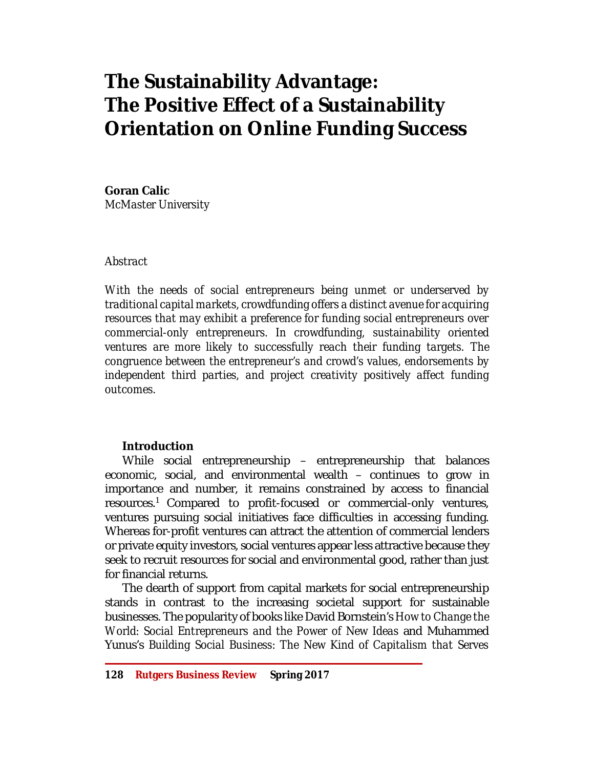# The Sustainability Advantage: The Positive Effect of a Sustainability Orientation on Online Funding Success

**Goran Calic**
McMaster University

*Abstract*

*With the needs of social entrepreneurs being unmet or underserved by traditional capital markets, crowdfunding offers a distinct avenue for acquiring resources that may exhibit a preference for funding social entrepreneurs over commercial-only entrepreneurs. In crowdfunding, sustainability oriented ventures are more likely to successfully reach their funding targets. The congruence between the entrepreneur's and crowd's values, endorsements by independent third parties, and project creativity positively affect funding outcomes.*

## Introduction

While social entrepreneurship – entrepreneurship that balances economic, social, and environmental wealth – continues to grow in importance and number, it remains constrained by access to financial resources.[1] Compared to profit-focused or commercial-only ventures, ventures pursuing social initiatives face difficulties in accessing funding. Whereas for-profit ventures can attract the attention of commercial lenders or private equity investors, social ventures appear less attractive because they seek to recruit resources for social and environmental good, rather than just for financial returns.

The dearth of support from capital markets for social entrepreneurship stands in contrast to the increasing societal support for sustainable businesses. The popularity of books like David Bornstein's *How to Change the World: Social Entrepreneurs and the Power of New Ideas* and Muhammed Yunus's *Building Social Business: The New Kind of Capitalism that Serves*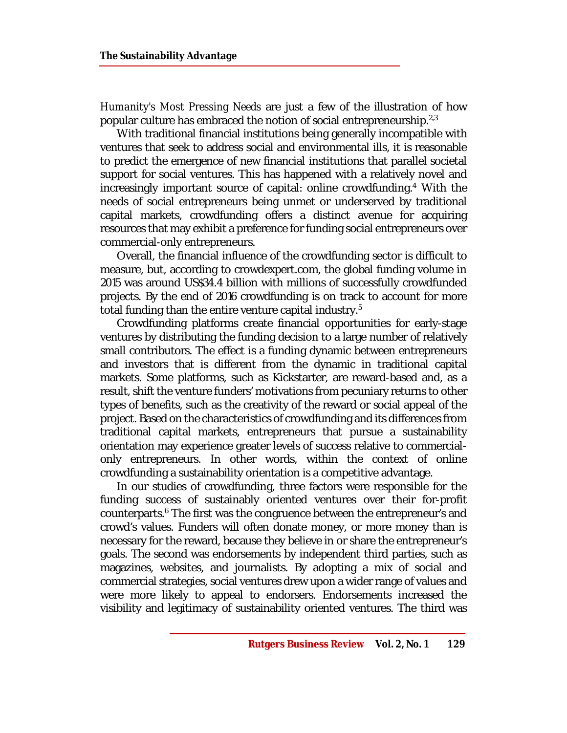*Humanity's Most Pressing Needs* are just a few of the illustration of how popular culture has embraced the notion of social entrepreneurship.[2,3]

With traditional financial institutions being generally incompatible with ventures that seek to address social and environmental ills, it is reasonable to predict the emergence of new financial institutions that parallel societal support for social ventures. This has happened with a relatively novel and increasingly important source of capital: online crowdfunding.[4] With the needs of social entrepreneurs being unmet or underserved by traditional capital markets, crowdfunding offers a distinct avenue for acquiring resources that may exhibit a preference for funding social entrepreneurs over commercial-only entrepreneurs.

Overall, the financial influence of the crowdfunding sector is difficult to measure, but, according to crowdexpert.com, the global funding volume in 2015 was around US$34.4 billion with millions of successfully crowdfunded projects. By the end of 2016 crowdfunding is on track to account for more total funding than the entire venture capital industry.[5]

Crowdfunding platforms create financial opportunities for early-stage ventures by distributing the funding decision to a large number of relatively small contributors. The effect is a funding dynamic between entrepreneurs and investors that is different from the dynamic in traditional capital markets. Some platforms, such as Kickstarter, are reward-based and, as a result, shift the venture funders' motivations from pecuniary returns to other types of benefits, such as the creativity of the reward or social appeal of the project. Based on the characteristics of crowdfunding and its differences from traditional capital markets, entrepreneurs that pursue a sustainability orientation may experience greater levels of success relative to commercial-only entrepreneurs. In other words, within the context of online crowdfunding a sustainability orientation is a competitive advantage.

In our studies of crowdfunding, three factors were responsible for the funding success of sustainably oriented ventures over their for-profit counterparts.[6] The first was the congruence between the entrepreneur's and crowd's values. Funders will often donate money, or more money than is necessary for the reward, because they believe in or share the entrepreneur's goals. The second was endorsements by independent third parties, such as magazines, websites, and journalists. By adopting a mix of social and commercial strategies, social ventures drew upon a wider range of values and were more likely to appeal to endorsers. Endorsements increased the visibility and legitimacy of sustainability oriented ventures. The third was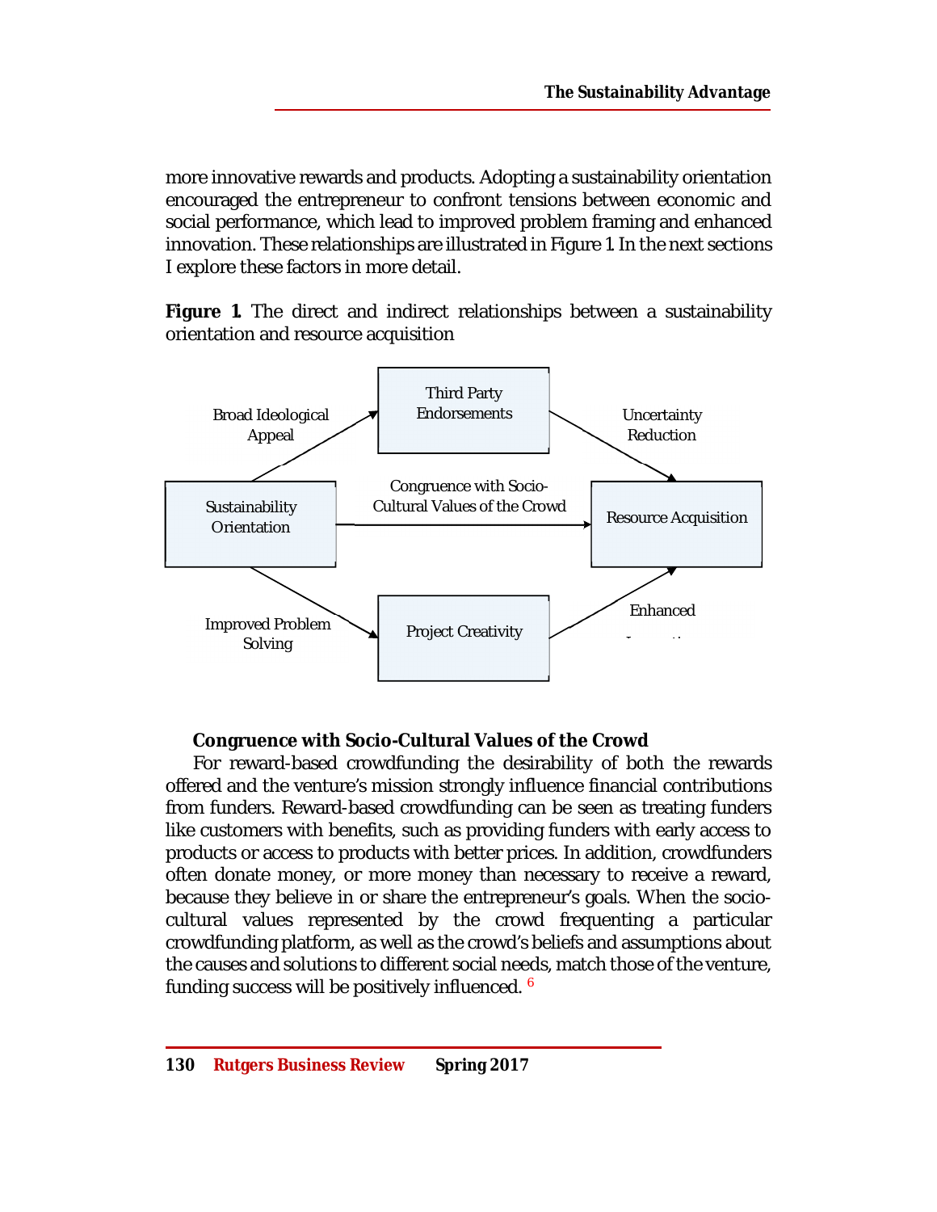more innovative rewards and products. Adopting a sustainability orientation encouraged the entrepreneur to confront tensions between economic and social performance, which lead to improved problem framing and enhanced innovation. These relationships are illustrated in Figure 1. In the next sections I explore these factors in more detail.

**Figure 1.** The direct and indirect relationships between a sustainability orientation and resource acquisition

### Congruence with Socio-Cultural Values of the Crowd

For reward-based crowdfunding the desirability of both the rewards offered and the venture's mission strongly influence financial contributions from funders. Reward-based crowdfunding can be seen as treating funders like customers with benefits, such as providing funders with early access to products or access to products with better prices. In addition, crowdfunders often donate money, or more money than necessary to receive a reward, because they believe in or share the entrepreneur's goals. When the socio-cultural values represented by the crowd frequenting a particular crowdfunding platform, as well as the crowd's beliefs and assumptions about the causes and solutions to different social needs, match those of the venture, funding success will be positively influenced. [6]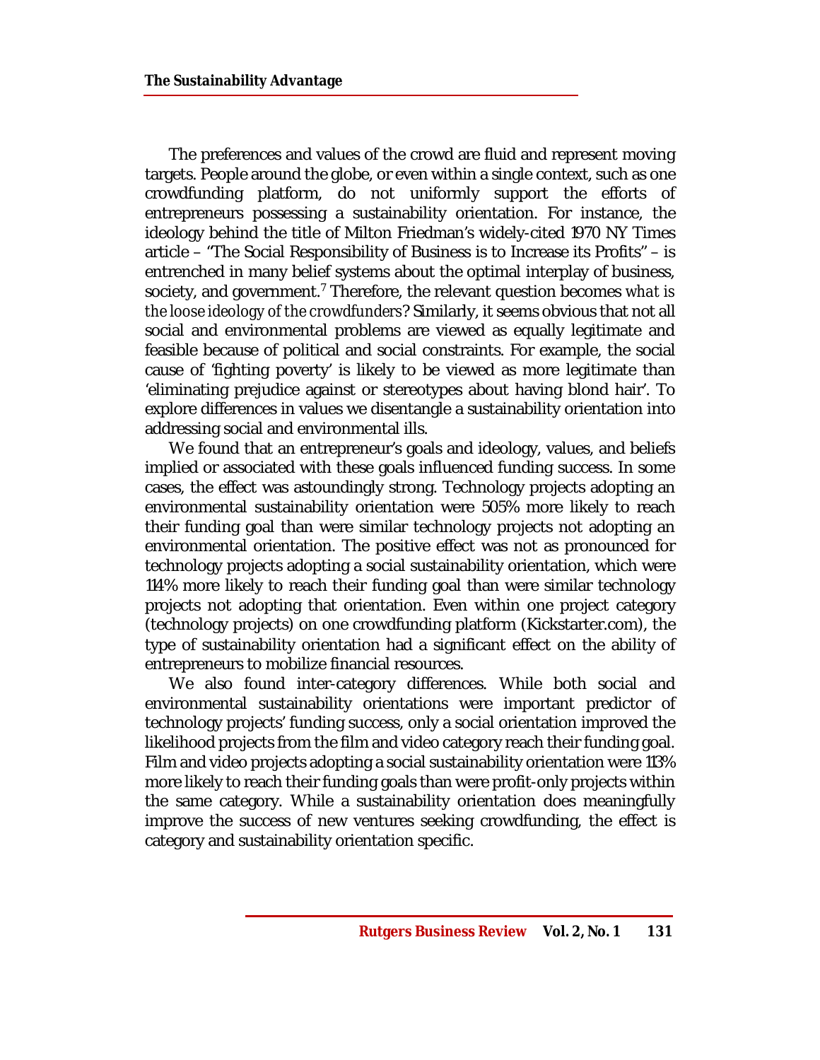The preferences and values of the crowd are fluid and represent moving targets. People around the globe, or even within a single context, such as one crowdfunding platform, do not uniformly support the efforts of entrepreneurs possessing a sustainability orientation. For instance, the ideology behind the title of Milton Friedman's widely-cited 1970 NY Times article – "The Social Responsibility of Business is to Increase its Profits" – is entrenched in many belief systems about the optimal interplay of business, society, and government.[7] Therefore, the relevant question becomes *what is the loose ideology of the crowdfunders?* Similarly, it seems obvious that not all social and environmental problems are viewed as equally legitimate and feasible because of political and social constraints. For example, the social cause of 'fighting poverty' is likely to be viewed as more legitimate than 'eliminating prejudice against or stereotypes about having blond hair'. To explore differences in values we disentangle a sustainability orientation into addressing social and environmental ills.

We found that an entrepreneur's goals and ideology, values, and beliefs implied or associated with these goals influenced funding success. In some cases, the effect was astoundingly strong. Technology projects adopting an environmental sustainability orientation were 505% more likely to reach their funding goal than were similar technology projects not adopting an environmental orientation. The positive effect was not as pronounced for technology projects adopting a social sustainability orientation, which were 114% more likely to reach their funding goal than were similar technology projects not adopting that orientation. Even within one project category (technology projects) on one crowdfunding platform (Kickstarter.com), the type of sustainability orientation had a significant effect on the ability of entrepreneurs to mobilize financial resources.

We also found inter-category differences. While both social and environmental sustainability orientations were important predictor of technology projects' funding success, only a social orientation improved the likelihood projects from the film and video category reach their funding goal. Film and video projects adopting a social sustainability orientation were 113% more likely to reach their funding goals than were profit-only projects within the same category. While a sustainability orientation does meaningfully improve the success of new ventures seeking crowdfunding, the effect is category and sustainability orientation specific.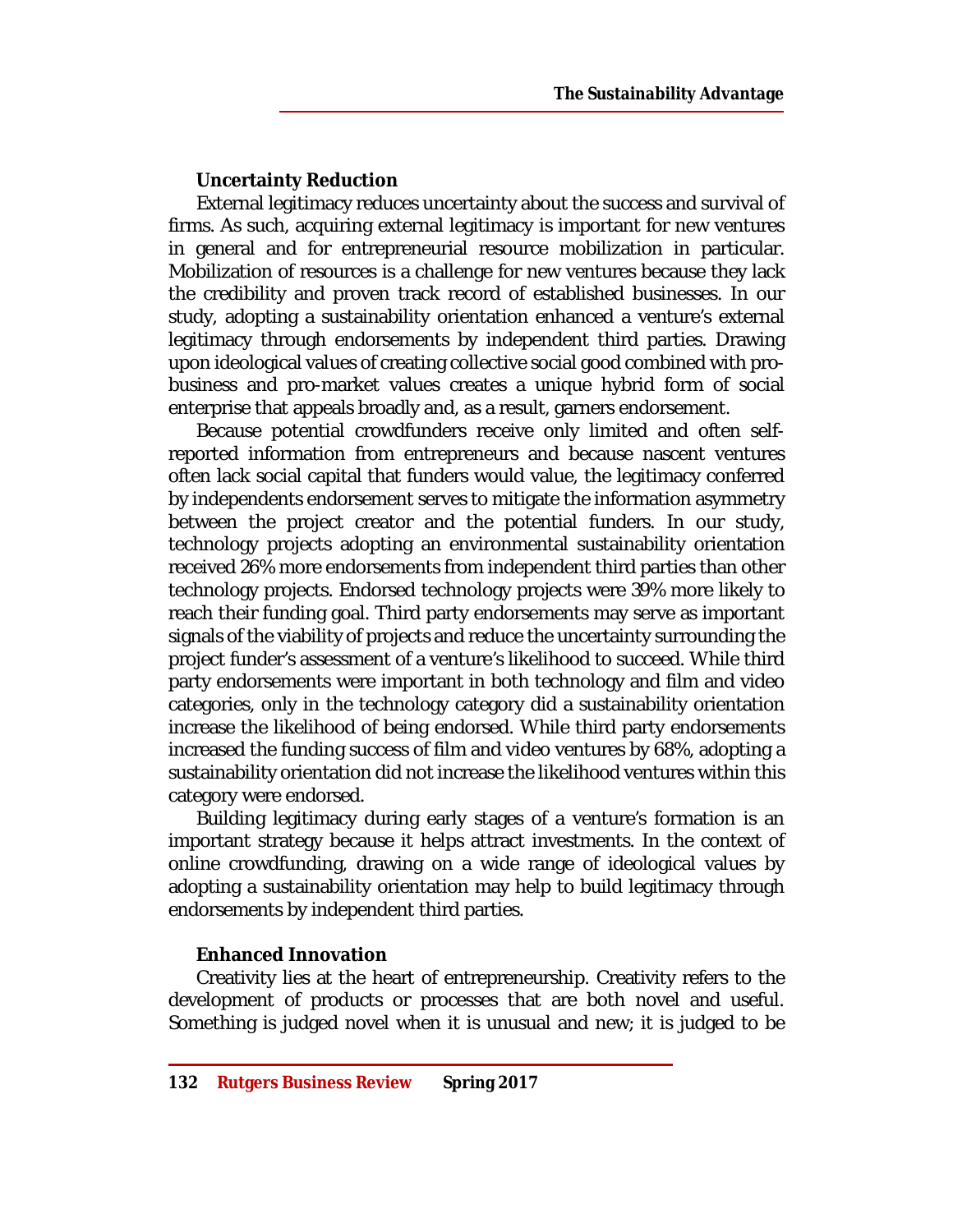### Uncertainty Reduction

External legitimacy reduces uncertainty about the success and survival of firms. As such, acquiring external legitimacy is important for new ventures in general and for entrepreneurial resource mobilization in particular. Mobilization of resources is a challenge for new ventures because they lack the credibility and proven track record of established businesses. In our study, adopting a sustainability orientation enhanced a venture's external legitimacy through endorsements by independent third parties. Drawing upon ideological values of creating collective social good combined with pro-business and pro-market values creates a unique hybrid form of social enterprise that appeals broadly and, as a result, garners endorsement.

Because potential crowdfunders receive only limited and often self-reported information from entrepreneurs and because nascent ventures often lack social capital that funders would value, the legitimacy conferred by independents endorsement serves to mitigate the information asymmetry between the project creator and the potential funders. In our study, technology projects adopting an environmental sustainability orientation received 26% more endorsements from independent third parties than other technology projects. Endorsed technology projects were 39% more likely to reach their funding goal. Third party endorsements may serve as important signals of the viability of projects and reduce the uncertainty surrounding the project funder's assessment of a venture's likelihood to succeed. While third party endorsements were important in both technology and film and video categories, only in the technology category did a sustainability orientation increase the likelihood of being endorsed. While third party endorsements increased the funding success of film and video ventures by 68%, adopting a sustainability orientation did not increase the likelihood ventures within this category were endorsed.

Building legitimacy during early stages of a venture's formation is an important strategy because it helps attract investments. In the context of online crowdfunding, drawing on a wide range of ideological values by adopting a sustainability orientation may help to build legitimacy through endorsements by independent third parties.

### Enhanced Innovation

Creativity lies at the heart of entrepreneurship. Creativity refers to the development of products or processes that are both novel and useful. Something is judged novel when it is unusual and new; it is judged to be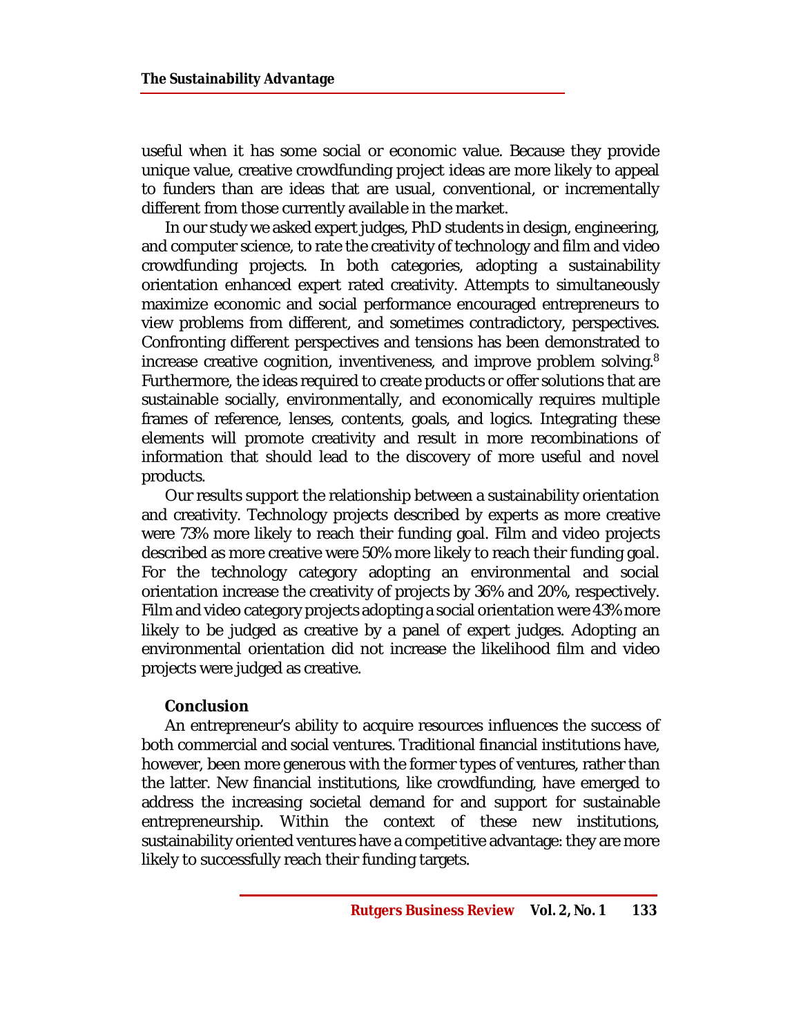useful when it has some social or economic value. Because they provide unique value, creative crowdfunding project ideas are more likely to appeal to funders than are ideas that are usual, conventional, or incrementally different from those currently available in the market.

In our study we asked expert judges, PhD students in design, engineering, and computer science, to rate the creativity of technology and film and video crowdfunding projects. In both categories, adopting a sustainability orientation enhanced expert rated creativity. Attempts to simultaneously maximize economic and social performance encouraged entrepreneurs to view problems from different, and sometimes contradictory, perspectives. Confronting different perspectives and tensions has been demonstrated to increase creative cognition, inventiveness, and improve problem solving.[8] Furthermore, the ideas required to create products or offer solutions that are sustainable socially, environmentally, and economically requires multiple frames of reference, lenses, contents, goals, and logics. Integrating these elements will promote creativity and result in more recombinations of information that should lead to the discovery of more useful and novel products.

Our results support the relationship between a sustainability orientation and creativity. Technology projects described by experts as more creative were 73% more likely to reach their funding goal. Film and video projects described as more creative were 50% more likely to reach their funding goal. For the technology category adopting an environmental and social orientation increase the creativity of projects by 36% and 20%, respectively. Film and video category projects adopting a social orientation were 43% more likely to be judged as creative by a panel of expert judges. Adopting an environmental orientation did not increase the likelihood film and video projects were judged as creative.

### Conclusion

An entrepreneur's ability to acquire resources influences the success of both commercial and social ventures. Traditional financial institutions have, however, been more generous with the former types of ventures, rather than the latter. New financial institutions, like crowdfunding, have emerged to address the increasing societal demand for and support for sustainable entrepreneurship. Within the context of these new institutions, sustainability oriented ventures have a competitive advantage: they are more likely to successfully reach their funding targets.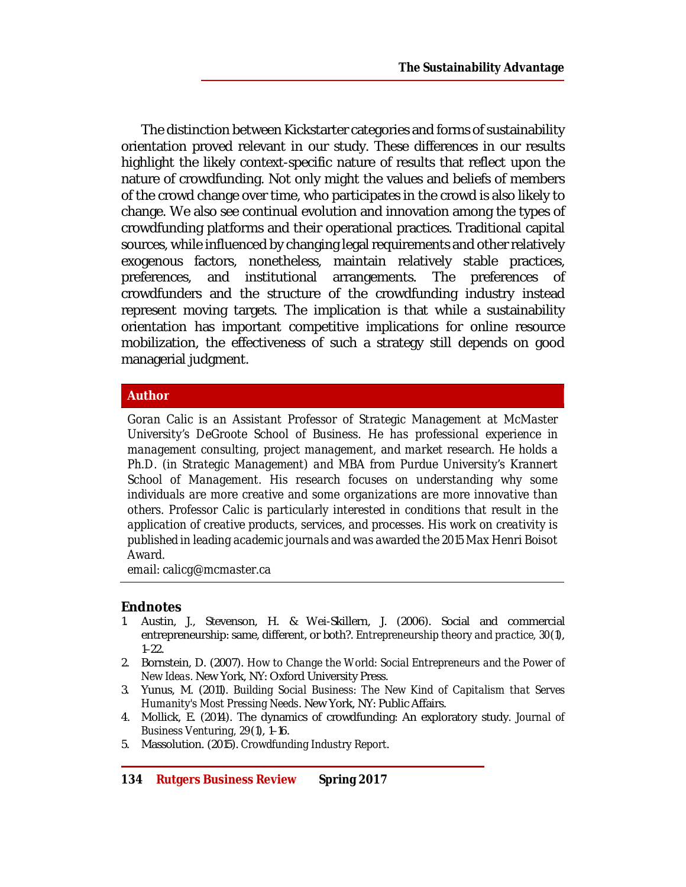The distinction between Kickstarter categories and forms of sustainability orientation proved relevant in our study. These differences in our results highlight the likely context-specific nature of results that reflect upon the nature of crowdfunding. Not only might the values and beliefs of members of the crowd change over time, who participates in the crowd is also likely to change. We also see continual evolution and innovation among the types of crowdfunding platforms and their operational practices. Traditional capital sources, while influenced by changing legal requirements and other relatively exogenous factors, nonetheless, maintain relatively stable practices, preferences, and institutional arrangements. The preferences of crowdfunders and the structure of the crowdfunding industry instead represent moving targets. The implication is that while a sustainability orientation has important competitive implications for online resource mobilization, the effectiveness of such a strategy still depends on good managerial judgment.

## Author

*Goran Calic is an Assistant Professor of Strategic Management at McMaster University's DeGroote School of Business. He has professional experience in management consulting, project management, and market research. He holds a Ph.D. (in Strategic Management) and MBA from Purdue University's Krannert School of Management. His research focuses on understanding why some individuals are more creative and some organizations are more innovative than others. Professor Calic is particularly interested in conditions that result in the application of creative products, services, and processes. His work on creativity is published in leading academic journals and was awarded the 2015 Max Henri Boisot Award.*

*email: calicg@mcmaster.ca*

## Endnotes

1. Austin, J., Stevenson, H. & Wei-Skillern, J. (2006). Social and commercial entrepreneurship: same, different, or both?. *Entrepreneurship theory and practice, 30*(1), 1–22.
2. Bornstein, D. (2007). *How to Change the World: Social Entrepreneurs and the Power of New Ideas*. New York, NY: Oxford University Press.
3. Yunus, M. (2011). *Building Social Business: The New Kind of Capitalism that Serves Humanity's Most Pressing Needs*. New York, NY: Public Affairs.
4. Mollick, E. (2014). The dynamics of crowdfunding: An exploratory study. *Journal of Business Venturing, 29*(1), 1–16.
5. Massolution. (2015). *Crowdfunding Industry Report*.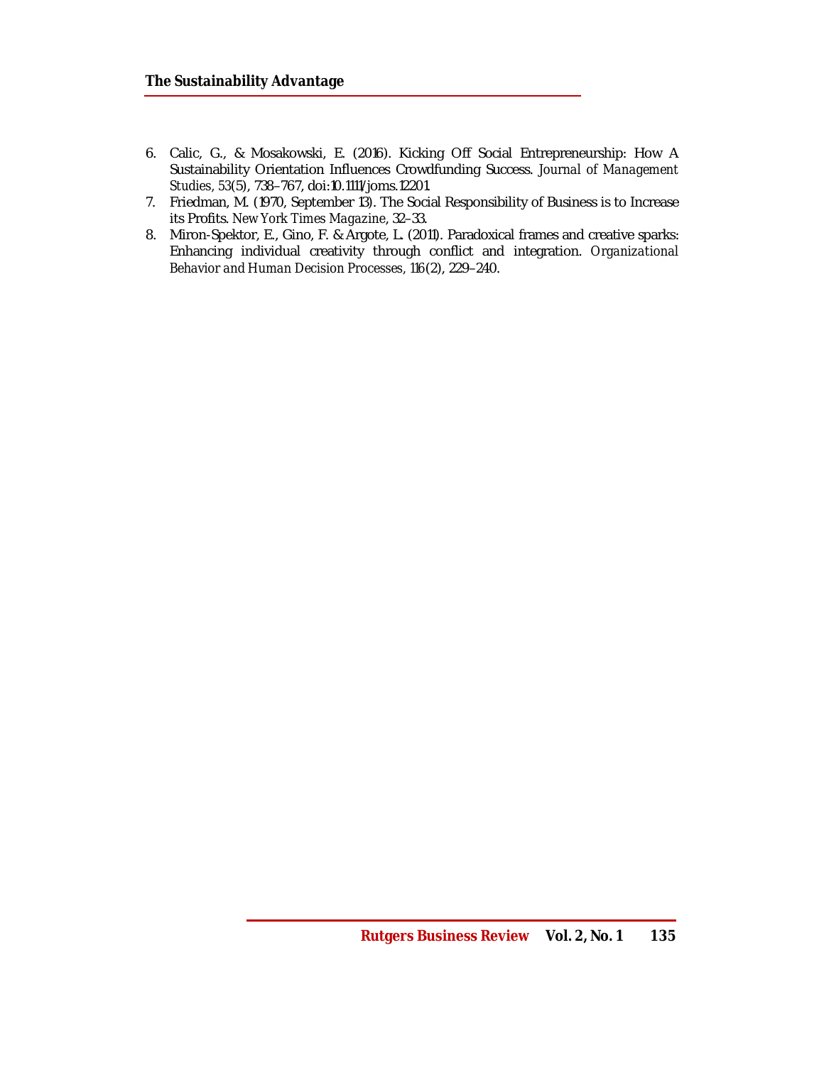6. Calic, G., & Mosakowski, E. (2016). Kicking Off Social Entrepreneurship: How A Sustainability Orientation Influences Crowdfunding Success. *Journal of Management Studies*, *53*(5), 738–767, doi:10.1111/joms.12201
7. Friedman, M. (1970, September 13). The Social Responsibility of Business is to Increase its Profits. *New York Times Magazine*, 32–33.
8. Miron-Spektor, E., Gino, F. & Argote, L. (2011). Paradoxical frames and creative sparks: Enhancing individual creativity through conflict and integration. *Organizational Behavior and Human Decision Processes*, 116(2), 229–240.